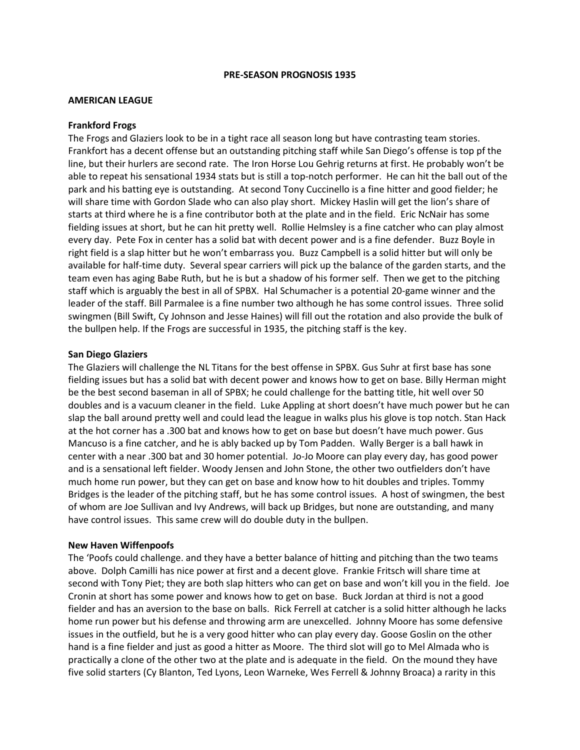# PRE-SEASON PROGNOSIS 1935

## AMERICAN LEAGUE

### Frankford Frogs

The Frogs and Glaziers look to be in a tight race all season long but have contrasting team stories. Frankfort has a decent offense but an outstanding pitching staff while San Diego's offense is top pf the line, but their hurlers are second rate. The Iron Horse Lou Gehrig returns at first. He probably won't be able to repeat his sensational 1934 stats but is still a top-notch performer. He can hit the ball out of the park and his batting eye is outstanding. At second Tony Cuccinello is a fine hitter and good fielder; he will share time with Gordon Slade who can also play short. Mickey Haslin will get the lion's share of starts at third where he is a fine contributor both at the plate and in the field. Eric NcNair has some fielding issues at short, but he can hit pretty well. Rollie Helmsley is a fine catcher who can play almost every day. Pete Fox in center has a solid bat with decent power and is a fine defender. Buzz Boyle in right field is a slap hitter but he won't embarrass you. Buzz Campbell is a solid hitter but will only be available for half-time duty. Several spear carriers will pick up the balance of the garden starts, and the team even has aging Babe Ruth, but he is but a shadow of his former self. Then we get to the pitching staff which is arguably the best in all of SPBX. Hal Schumacher is a potential 20-game winner and the leader of the staff. Bill Parmalee is a fine number two although he has some control issues. Three solid swingmen (Bill Swift, Cy Johnson and Jesse Haines) will fill out the rotation and also provide the bulk of the bullpen help. If the Frogs are successful in 1935, the pitching staff is the key.

### San Diego Glaziers

The Glaziers will challenge the NL Titans for the best offense in SPBX. Gus Suhr at first base has sone fielding issues but has a solid bat with decent power and knows how to get on base. Billy Herman might be the best second baseman in all of SPBX; he could challenge for the batting title, hit well over 50 doubles and is a vacuum cleaner in the field. Luke Appling at short doesn't have much power but he can slap the ball around pretty well and could lead the league in walks plus his glove is top notch. Stan Hack at the hot corner has a .300 bat and knows how to get on base but doesn't have much power. Gus Mancuso is a fine catcher, and he is ably backed up by Tom Padden. Wally Berger is a ball hawk in center with a near .300 bat and 30 homer potential. Jo-Jo Moore can play every day, has good power and is a sensational left fielder. Woody Jensen and John Stone, the other two outfielders don't have much home run power, but they can get on base and know how to hit doubles and triples. Tommy Bridges is the leader of the pitching staff, but he has some control issues. A host of swingmen, the best of whom are Joe Sullivan and Ivy Andrews, will back up Bridges, but none are outstanding, and many have control issues. This same crew will do double duty in the bullpen.

### New Haven Wiffenpoofs

The 'Poofs could challenge. and they have a better balance of hitting and pitching than the two teams above. Dolph Camilli has nice power at first and a decent glove. Frankie Fritsch will share time at second with Tony Piet; they are both slap hitters who can get on base and won't kill you in the field. Joe Cronin at short has some power and knows how to get on base. Buck Jordan at third is not a good fielder and has an aversion to the base on balls. Rick Ferrell at catcher is a solid hitter although he lacks home run power but his defense and throwing arm are unexcelled. Johnny Moore has some defensive issues in the outfield, but he is a very good hitter who can play every day. Goose Goslin on the other hand is a fine fielder and just as good a hitter as Moore. The third slot will go to Mel Almada who is practically a clone of the other two at the plate and is adequate in the field. On the mound they have five solid starters (Cy Blanton, Ted Lyons, Leon Warneke, Wes Ferrell & Johnny Broaca) a rarity in this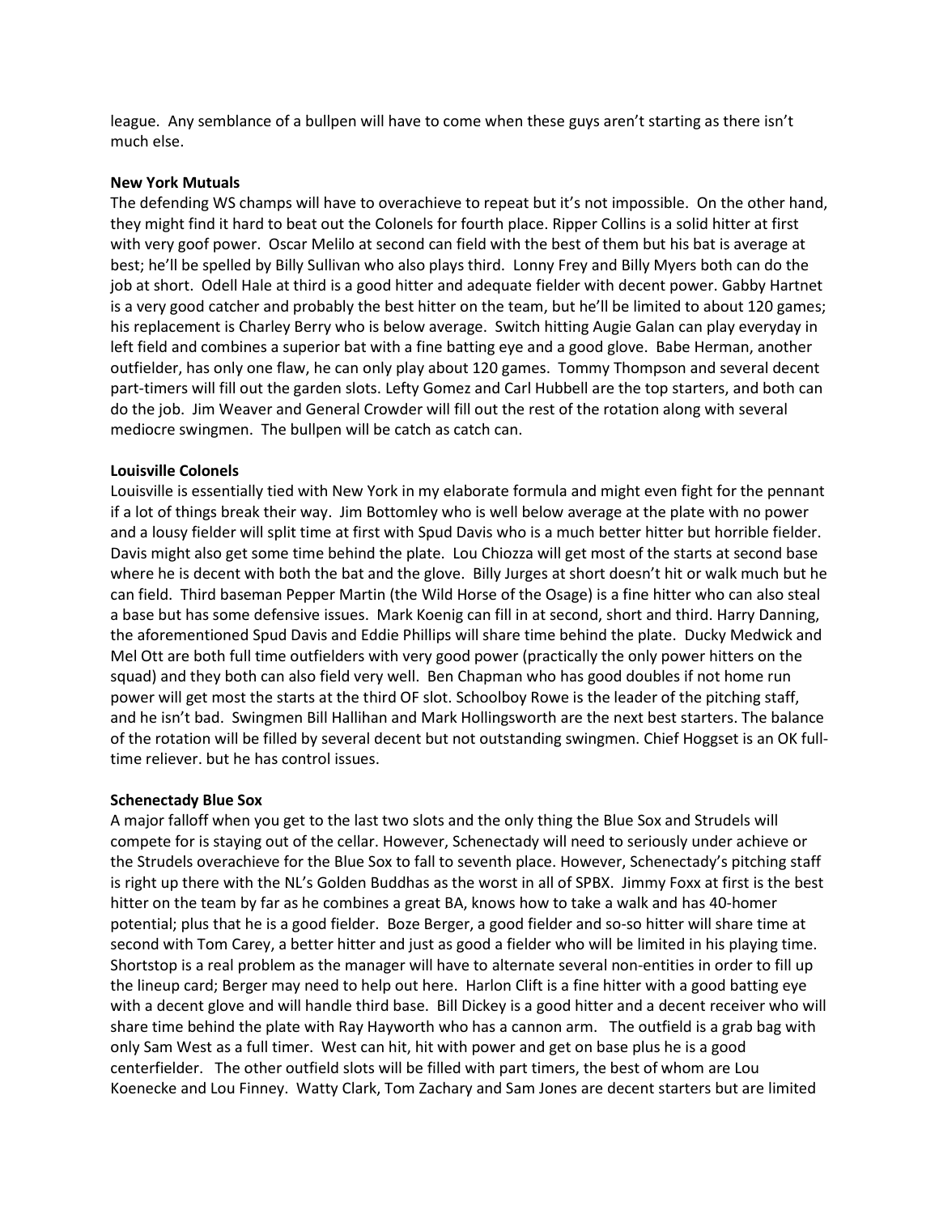league. Any semblance of a bullpen will have to come when these guys aren't starting as there isn't much else.

**New York Mutuals**

The defending WS champs will have to overachieve to repeat but it's not impossible. On the other hand, they might find it hard to beat out the Colonels for fourth place. Ripper Collins is a solid hitter at first with very goof power. Oscar Melilo at second can field with the best of them but his bat is average at best; he'll be spelled by Billy Sullivan who also plays third. Lonny Frey and Billy Myers both can do the job at short. Odell Hale at third is a good hitter and adequate fielder with decent power. Gabby Hartnet is a very good catcher and probably the best hitter on the team, but he'll be limited to about 120 games; his replacement is Charley Berry who is below average. Switch hitting Augie Galan can play everyday in left field and combines a superior bat with a fine batting eye and a good glove. Babe Herman, another outfielder, has only one flaw, he can only play about 120 games. Tommy Thompson and several decent part-timers will fill out the garden slots. Lefty Gomez and Carl Hubbell are the top starters, and both can do the job. Jim Weaver and General Crowder will fill out the rest of the rotation along with several mediocre swingmen. The bullpen will be catch as catch can.

**Louisville Colonels**

Louisville is essentially tied with New York in my elaborate formula and might even fight for the pennant if a lot of things break their way. Jim Bottomley who is well below average at the plate with no power and a lousy fielder will split time at first with Spud Davis who is a much better hitter but horrible fielder. Davis might also get some time behind the plate. Lou Chiozza will get most of the starts at second base where he is decent with both the bat and the glove. Billy Jurges at short doesn't hit or walk much but he can field. Third baseman Pepper Martin (the Wild Horse of the Osage) is a fine hitter who can also steal a base but has some defensive issues. Mark Koenig can fill in at second, short and third. Harry Danning, the aforementioned Spud Davis and Eddie Phillips will share time behind the plate. Ducky Medwick and Mel Ott are both full time outfielders with very good power (practically the only power hitters on the squad) and they both can also field very well. Ben Chapman who has good doubles if not home run power will get most the starts at the third OF slot. Schoolboy Rowe is the leader of the pitching staff, and he isn't bad. Swingmen Bill Hallihan and Mark Hollingsworth are the next best starters. The balance of the rotation will be filled by several decent but not outstanding swingmen. Chief Hoggset is an OK full-time reliever. but he has control issues.

**Schenectady Blue Sox**

A major falloff when you get to the last two slots and the only thing the Blue Sox and Strudels will compete for is staying out of the cellar. However, Schenectady will need to seriously under achieve or the Strudels overachieve for the Blue Sox to fall to seventh place. However, Schenectady's pitching staff is right up there with the NL's Golden Buddhas as the worst in all of SPBX. Jimmy Foxx at first is the best hitter on the team by far as he combines a great BA, knows how to take a walk and has 40-homer potential; plus that he is a good fielder. Boze Berger, a good fielder and so-so hitter will share time at second with Tom Carey, a better hitter and just as good a fielder who will be limited in his playing time. Shortstop is a real problem as the manager will have to alternate several non-entities in order to fill up the lineup card; Berger may need to help out here. Harlon Clift is a fine hitter with a good batting eye with a decent glove and will handle third base. Bill Dickey is a good hitter and a decent receiver who will share time behind the plate with Ray Hayworth who has a cannon arm. The outfield is a grab bag with only Sam West as a full timer. West can hit, hit with power and get on base plus he is a good centerfielder. The other outfield slots will be filled with part timers, the best of whom are Lou Koenecke and Lou Finney. Watty Clark, Tom Zachary and Sam Jones are decent starters but are limited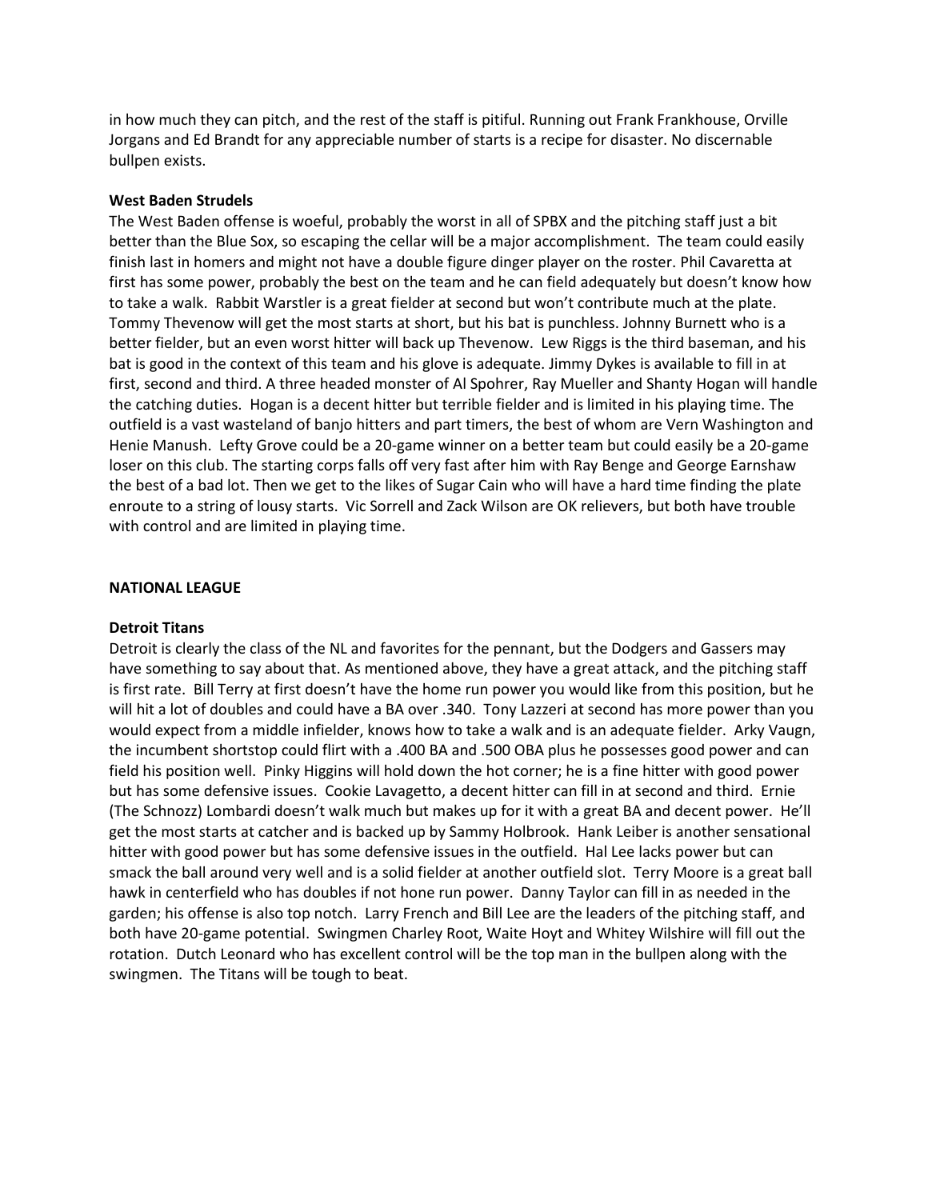in how much they can pitch, and the rest of the staff is pitiful. Running out Frank Frankhouse, Orville Jorgans and Ed Brandt for any appreciable number of starts is a recipe for disaster. No discernable bullpen exists.

**West Baden Strudels**

The West Baden offense is woeful, probably the worst in all of SPBX and the pitching staff just a bit better than the Blue Sox, so escaping the cellar will be a major accomplishment. The team could easily finish last in homers and might not have a double figure dinger player on the roster. Phil Cavaretta at first has some power, probably the best on the team and he can field adequately but doesn't know how to take a walk. Rabbit Warstler is a great fielder at second but won't contribute much at the plate. Tommy Thevenow will get the most starts at short, but his bat is punchless. Johnny Burnett who is a better fielder, but an even worst hitter will back up Thevenow. Lew Riggs is the third baseman, and his bat is good in the context of this team and his glove is adequate. Jimmy Dykes is available to fill in at first, second and third. A three headed monster of Al Spohrer, Ray Mueller and Shanty Hogan will handle the catching duties. Hogan is a decent hitter but terrible fielder and is limited in his playing time. The outfield is a vast wasteland of banjo hitters and part timers, the best of whom are Vern Washington and Henie Manush. Lefty Grove could be a 20-game winner on a better team but could easily be a 20-game loser on this club. The starting corps falls off very fast after him with Ray Benge and George Earnshaw the best of a bad lot. Then we get to the likes of Sugar Cain who will have a hard time finding the plate enroute to a string of lousy starts. Vic Sorrell and Zack Wilson are OK relievers, but both have trouble with control and are limited in playing time.

**NATIONAL LEAGUE**

**Detroit Titans**

Detroit is clearly the class of the NL and favorites for the pennant, but the Dodgers and Gassers may have something to say about that. As mentioned above, they have a great attack, and the pitching staff is first rate. Bill Terry at first doesn't have the home run power you would like from this position, but he will hit a lot of doubles and could have a BA over .340. Tony Lazzeri at second has more power than you would expect from a middle infielder, knows how to take a walk and is an adequate fielder. Arky Vaugn, the incumbent shortstop could flirt with a .400 BA and .500 OBA plus he possesses good power and can field his position well. Pinky Higgins will hold down the hot corner; he is a fine hitter with good power but has some defensive issues. Cookie Lavagetto, a decent hitter can fill in at second and third. Ernie (The Schnozz) Lombardi doesn't walk much but makes up for it with a great BA and decent power. He'll get the most starts at catcher and is backed up by Sammy Holbrook. Hank Leiber is another sensational hitter with good power but has some defensive issues in the outfield. Hal Lee lacks power but can smack the ball around very well and is a solid fielder at another outfield slot. Terry Moore is a great ball hawk in centerfield who has doubles if not hone run power. Danny Taylor can fill in as needed in the garden; his offense is also top notch. Larry French and Bill Lee are the leaders of the pitching staff, and both have 20-game potential. Swingmen Charley Root, Waite Hoyt and Whitey Wilshire will fill out the rotation. Dutch Leonard who has excellent control will be the top man in the bullpen along with the swingmen. The Titans will be tough to beat.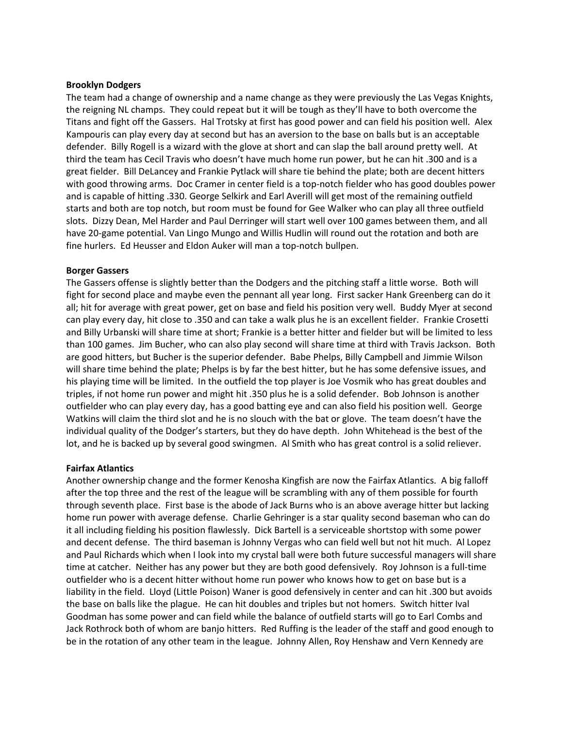**Brooklyn Dodgers**

The team had a change of ownership and a name change as they were previously the Las Vegas Knights, the reigning NL champs. They could repeat but it will be tough as they'll have to both overcome the Titans and fight off the Gassers. Hal Trotsky at first has good power and can field his position well. Alex Kampouris can play every day at second but has an aversion to the base on balls but is an acceptable defender. Billy Rogell is a wizard with the glove at short and can slap the ball around pretty well. At third the team has Cecil Travis who doesn't have much home run power, but he can hit .300 and is a great fielder. Bill DeLancey and Frankie Pytlack will share tie behind the plate; both are decent hitters with good throwing arms. Doc Cramer in center field is a top-notch fielder who has good doubles power and is capable of hitting .330. George Selkirk and Earl Averill will get most of the remaining outfield starts and both are top notch, but room must be found for Gee Walker who can play all three outfield slots. Dizzy Dean, Mel Harder and Paul Derringer will start well over 100 games between them, and all have 20-game potential. Van Lingo Mungo and Willis Hudlin will round out the rotation and both are fine hurlers. Ed Heusser and Eldon Auker will man a top-notch bullpen.

**Borger Gassers**

The Gassers offense is slightly better than the Dodgers and the pitching staff a little worse. Both will fight for second place and maybe even the pennant all year long. First sacker Hank Greenberg can do it all; hit for average with great power, get on base and field his position very well. Buddy Myer at second can play every day, hit close to .350 and can take a walk plus he is an excellent fielder. Frankie Crosetti and Billy Urbanski will share time at short; Frankie is a better hitter and fielder but will be limited to less than 100 games. Jim Bucher, who can also play second will share time at third with Travis Jackson. Both are good hitters, but Bucher is the superior defender. Babe Phelps, Billy Campbell and Jimmie Wilson will share time behind the plate; Phelps is by far the best hitter, but he has some defensive issues, and his playing time will be limited. In the outfield the top player is Joe Vosmik who has great doubles and triples, if not home run power and might hit .350 plus he is a solid defender. Bob Johnson is another outfielder who can play every day, has a good batting eye and can also field his position well. George Watkins will claim the third slot and he is no slouch with the bat or glove. The team doesn't have the individual quality of the Dodger's starters, but they do have depth. John Whitehead is the best of the lot, and he is backed up by several good swingmen. Al Smith who has great control is a solid reliever.

**Fairfax Atlantics**

Another ownership change and the former Kenosha Kingfish are now the Fairfax Atlantics. A big falloff after the top three and the rest of the league will be scrambling with any of them possible for fourth through seventh place. First base is the abode of Jack Burns who is an above average hitter but lacking home run power with average defense. Charlie Gehringer is a star quality second baseman who can do it all including fielding his position flawlessly. Dick Bartell is a serviceable shortstop with some power and decent defense. The third baseman is Johnny Vergas who can field well but not hit much. Al Lopez and Paul Richards which when I look into my crystal ball were both future successful managers will share time at catcher. Neither has any power but they are both good defensively. Roy Johnson is a full-time outfielder who is a decent hitter without home run power who knows how to get on base but is a liability in the field. Lloyd (Little Poison) Waner is good defensively in center and can hit .300 but avoids the base on balls like the plague. He can hit doubles and triples but not homers. Switch hitter Ival Goodman has some power and can field while the balance of outfield starts will go to Earl Combs and Jack Rothrock both of whom are banjo hitters. Red Ruffing is the leader of the staff and good enough to be in the rotation of any other team in the league. Johnny Allen, Roy Henshaw and Vern Kennedy are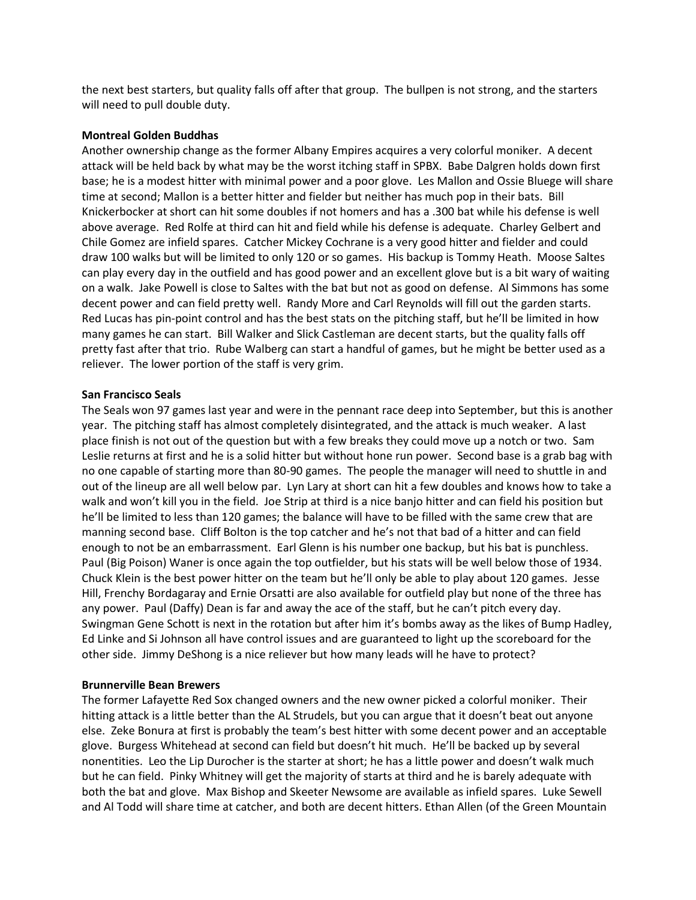the next best starters, but quality falls off after that group. The bullpen is not strong, and the starters will need to pull double duty.

**Montreal Golden Buddhas**

Another ownership change as the former Albany Empires acquires a very colorful moniker. A decent attack will be held back by what may be the worst itching staff in SPBX. Babe Dalgren holds down first base; he is a modest hitter with minimal power and a poor glove. Les Mallon and Ossie Bluege will share time at second; Mallon is a better hitter and fielder but neither has much pop in their bats. Bill Knickerbocker at short can hit some doubles if not homers and has a .300 bat while his defense is well above average. Red Rolfe at third can hit and field while his defense is adequate. Charley Gelbert and Chile Gomez are infield spares. Catcher Mickey Cochrane is a very good hitter and fielder and could draw 100 walks but will be limited to only 120 or so games. His backup is Tommy Heath. Moose Saltes can play every day in the outfield and has good power and an excellent glove but is a bit wary of waiting on a walk. Jake Powell is close to Saltes with the bat but not as good on defense. Al Simmons has some decent power and can field pretty well. Randy More and Carl Reynolds will fill out the garden starts. Red Lucas has pin-point control and has the best stats on the pitching staff, but he'll be limited in how many games he can start. Bill Walker and Slick Castleman are decent starts, but the quality falls off pretty fast after that trio. Rube Walberg can start a handful of games, but he might be better used as a reliever. The lower portion of the staff is very grim.

**San Francisco Seals**

The Seals won 97 games last year and were in the pennant race deep into September, but this is another year. The pitching staff has almost completely disintegrated, and the attack is much weaker. A last place finish is not out of the question but with a few breaks they could move up a notch or two. Sam Leslie returns at first and he is a solid hitter but without hone run power. Second base is a grab bag with no one capable of starting more than 80-90 games. The people the manager will need to shuttle in and out of the lineup are all well below par. Lyn Lary at short can hit a few doubles and knows how to take a walk and won't kill you in the field. Joe Strip at third is a nice banjo hitter and can field his position but he'll be limited to less than 120 games; the balance will have to be filled with the same crew that are manning second base. Cliff Bolton is the top catcher and he's not that bad of a hitter and can field enough to not be an embarrassment. Earl Glenn is his number one backup, but his bat is punchless. Paul (Big Poison) Waner is once again the top outfielder, but his stats will be well below those of 1934. Chuck Klein is the best power hitter on the team but he'll only be able to play about 120 games. Jesse Hill, Frenchy Bordagaray and Ernie Orsatti are also available for outfield play but none of the three has any power. Paul (Daffy) Dean is far and away the ace of the staff, but he can't pitch every day. Swingman Gene Schott is next in the rotation but after him it's bombs away as the likes of Bump Hadley, Ed Linke and Si Johnson all have control issues and are guaranteed to light up the scoreboard for the other side. Jimmy DeShong is a nice reliever but how many leads will he have to protect?

**Brunnerville Bean Brewers**

The former Lafayette Red Sox changed owners and the new owner picked a colorful moniker. Their hitting attack is a little better than the AL Strudels, but you can argue that it doesn't beat out anyone else. Zeke Bonura at first is probably the team's best hitter with some decent power and an acceptable glove. Burgess Whitehead at second can field but doesn't hit much. He'll be backed up by several nonentities. Leo the Lip Durocher is the starter at short; he has a little power and doesn't walk much but he can field. Pinky Whitney will get the majority of starts at third and he is barely adequate with both the bat and glove. Max Bishop and Skeeter Newsome are available as infield spares. Luke Sewell and Al Todd will share time at catcher, and both are decent hitters. Ethan Allen (of the Green Mountain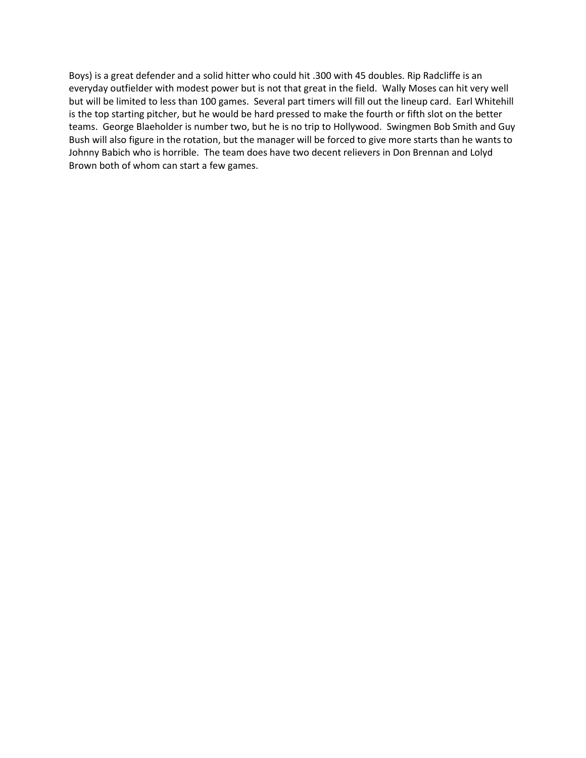Boys) is a great defender and a solid hitter who could hit .300 with 45 doubles. Rip Radcliffe is an everyday outfielder with modest power but is not that great in the field. Wally Moses can hit very well but will be limited to less than 100 games. Several part timers will fill out the lineup card. Earl Whitehill is the top starting pitcher, but he would be hard pressed to make the fourth or fifth slot on the better teams. George Blaeholder is number two, but he is no trip to Hollywood. Swingmen Bob Smith and Guy Bush will also figure in the rotation, but the manager will be forced to give more starts than he wants to Johnny Babich who is horrible. The team does have two decent relievers in Don Brennan and Lolyd Brown both of whom can start a few games.